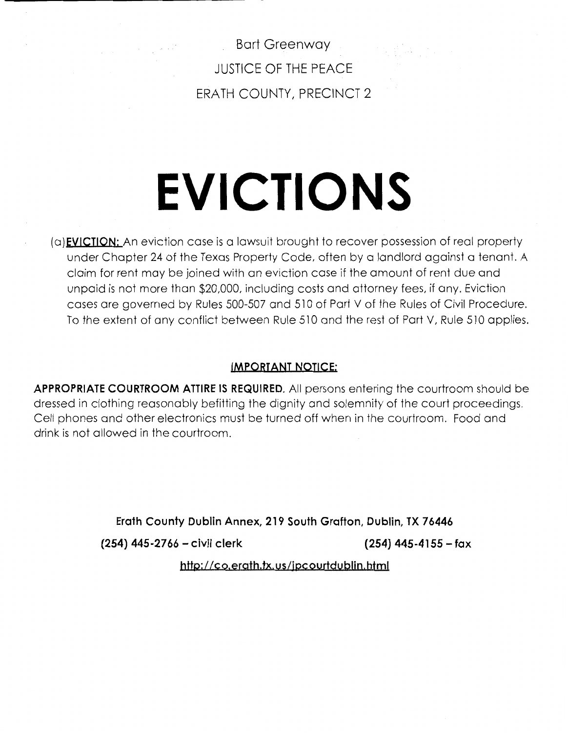Bart Greenway

JUSTICE OF THE PEACE

ERATH COUNTY, PRECINCT 2

# EVICTIONS

(a) **EVICTION:** An eviction case is a lawsuit brought to recover possession of real property under Chapter 24 of the Texas Property Code, often by a landlord against a tenant. A claim for rent may be joined with an eviction case if the amount of rent due and unpaid is not more than $20,000, including costs and attorney fees, if any. Eviction cases are governed by Rules 500-507 and 510 of Part V of the Rules of Civil Procedure. To the extent of any conflict between Rule 510 and the rest of Part V, Rule 510 applies.

**IMPORTANT NOTICE:**

**APPROPRIATE COURTROOM ATTIRE IS REQUIRED.** All persons entering the courtroom should be dressed in clothing reasonably befitting the dignity and solemnity of the court proceedings. Cell phones and other electronics must be turned off when in the courtroom. Food and drink is not allowed in the courtroom.

**Erath County Dublin Annex, 219 South Grafton, Dublin, TX 76446**

**(254) 445-2766 – civil clerk** **(254) 445-4155 – fax**

http://co.erath.tx.us/jpcourtdublin.html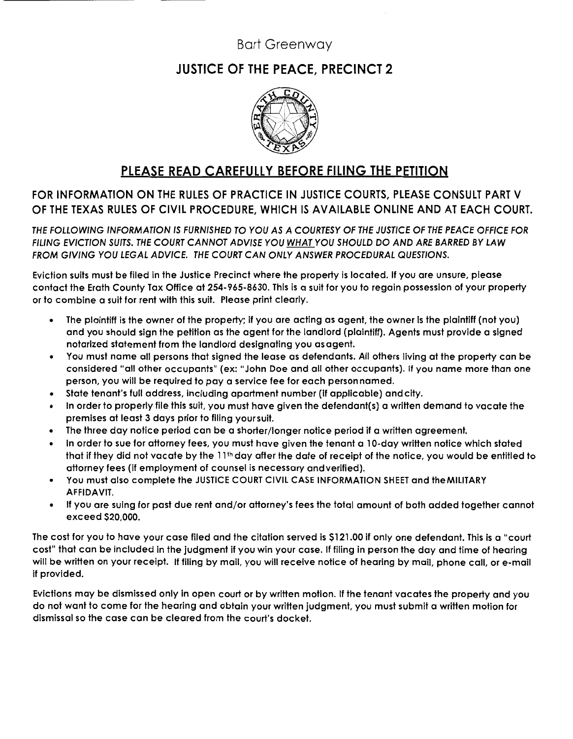Bart Greenway

## JUSTICE OF THE PEACE, PRECINCT 2

## PLEASE READ CAREFULLY BEFORE FILING THE PETITION

### FOR INFORMATION ON THE RULES OF PRACTICE IN JUSTICE COURTS, PLEASE CONSULT PART V OF THE TEXAS RULES OF CIVIL PROCEDURE, WHICH IS AVAILABLE ONLINE AND AT EACH COURT.

*THE FOLLOWING INFORMATION IS FURNISHED TO YOU AS A COURTESY OF THE JUSTICE OF THE PEACE OFFICE FOR FILING EVICTION SUITS. THE COURT CANNOT ADVISE YOU WHAT YOU SHOULD DO AND ARE BARRED BY LAW FROM GIVING YOU LEGAL ADVICE. THE COURT CAN ONLY ANSWER PROCEDURAL QUESTIONS.*

Eviction suits must be filed in the Justice Precinct where the property is located. If you are unsure, please contact the Erath County Tax Office at 254-965-8630. This is a suit for you to regain possession of your property or to combine a suit for rent with this suit. Please print clearly.

- The plaintiff is the owner of the property; if you are acting as agent, the owner is the plaintiff (not you) and you should sign the petition as the agent for the landlord (plaintiff). Agents must provide a signed notarized statement from the landlord designating you as agent.
- You must name all persons that signed the lease as defendants. All others living at the property can be considered "all other occupants" (ex: "John Doe and all other occupants"). If you name more than one person, you will be required to pay a service fee for each person named.
- State tenant's full address, including apartment number (if applicable) and city.
- In order to properly file this suit, you must have given the defendant(s) a written demand to vacate the premises at least 3 days prior to filing your suit.
- The three day notice period can be a shorter/longer notice period if a written agreement.
- In order to sue for attorney fees, you must have given the tenant a 10-day written notice which stated that if they did not vacate by the 11th day after the date of receipt of the notice, you would be entitled to attorney fees (if employment of counsel is necessary and verified).
- You must also complete the JUSTICE COURT CIVIL CASE INFORMATION SHEET and the MILITARY AFFIDAVIT.
- If you are suing for past due rent and/or attorney's fees the total amount of both added together cannot exceed $20,000.

The cost for you to have your case filed and the citation served is $121.00 if only one defendant. This is a "court cost" that can be included in the judgment if you win your case. If filing in person the day and time of hearing will be written on your receipt. If filing by mail, you will receive notice of hearing by mail, phone call, or e-mail if provided.

Evictions may be dismissed only in open court or by written motion. If the tenant vacates the property and you do not want to come for the hearing and obtain your written judgment, you must submit a written motion for dismissal so the case can be cleared from the court's docket.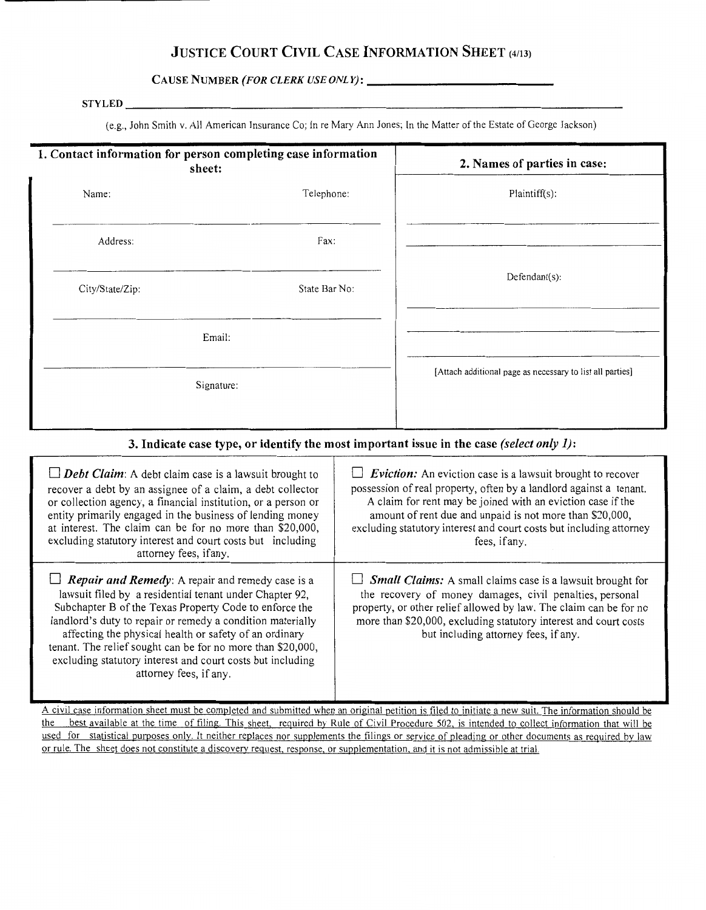# JUSTICE COURT CIVIL CASE INFORMATION SHEET (4/13)

**CAUSE NUMBER *(FOR CLERK USE ONLY)*:** ______________________

STYLED ______________________________________________________________

(e.g., John Smith v. All American Insurance Co; In re Mary Ann Jones; In the Matter of the Estate of George Jackson)

| **1. Contact information for person completing case information sheet:** | | **2. Names of parties in case:** |
|---|---|---|
| Name: | Telephone: | Plaintiff(s): |
| ______________ | ______________ | ______________ |
| Address: | Fax: | ______________ |
| ______________ | ______________ | Defendant(s): |
| City/State/Zip: | State Bar No: | ______________ |
| ______________ | ______________ | ______________ |
| Email: | | ______________ |
| ______________ | | [Attach additional page as necessary to list all parties] |
| Signature: | | |

## 3. Indicate case type, or identify the most important issue in the case *(select only 1)*:

| | |
|---|---|
| ☐ ***Debt Claim***: A debt claim case is a lawsuit brought to recover a debt by an assignee of a claim, a debt collector or collection agency, a financial institution, or a person or entity primarily engaged in the business of lending money at interest. The claim can be for no more than $20,000, excluding statutory interest and court costs but including attorney fees, if any. | ☐ ***Eviction:*** An eviction case is a lawsuit brought to recover possession of real property, often by a landlord against a tenant. A claim for rent may be joined with an eviction case if the amount of rent due and unpaid is not more than $20,000, excluding statutory interest and court costs but including attorney fees, if any. |
| ☐ ***Repair and Remedy***: A repair and remedy case is a lawsuit filed by a residential tenant under Chapter 92, Subchapter B of the Texas Property Code to enforce the landlord's duty to repair or remedy a condition materially affecting the physical health or safety of an ordinary tenant. The relief sought can be for no more than $20,000, excluding statutory interest and court costs but including attorney fees, if any. | ☐ ***Small Claims:*** A small claims case is a lawsuit brought for the recovery of money damages, civil penalties, personal property, or other relief allowed by law. The claim can be for no more than $20,000, excluding statutory interest and court costs but including attorney fees, if any. |

A civil case information sheet must be completed and submitted when an original petition is filed to initiate a new suit. The information should be the best available at the time of filing. This sheet, required by Rule of Civil Procedure 502, is intended to collect information that will be used for statistical purposes only. It neither replaces nor supplements the filings or service of pleading or other documents as required by law or rule. The sheet does not constitute a discovery request, response, or supplementation, and it is not admissible at trial.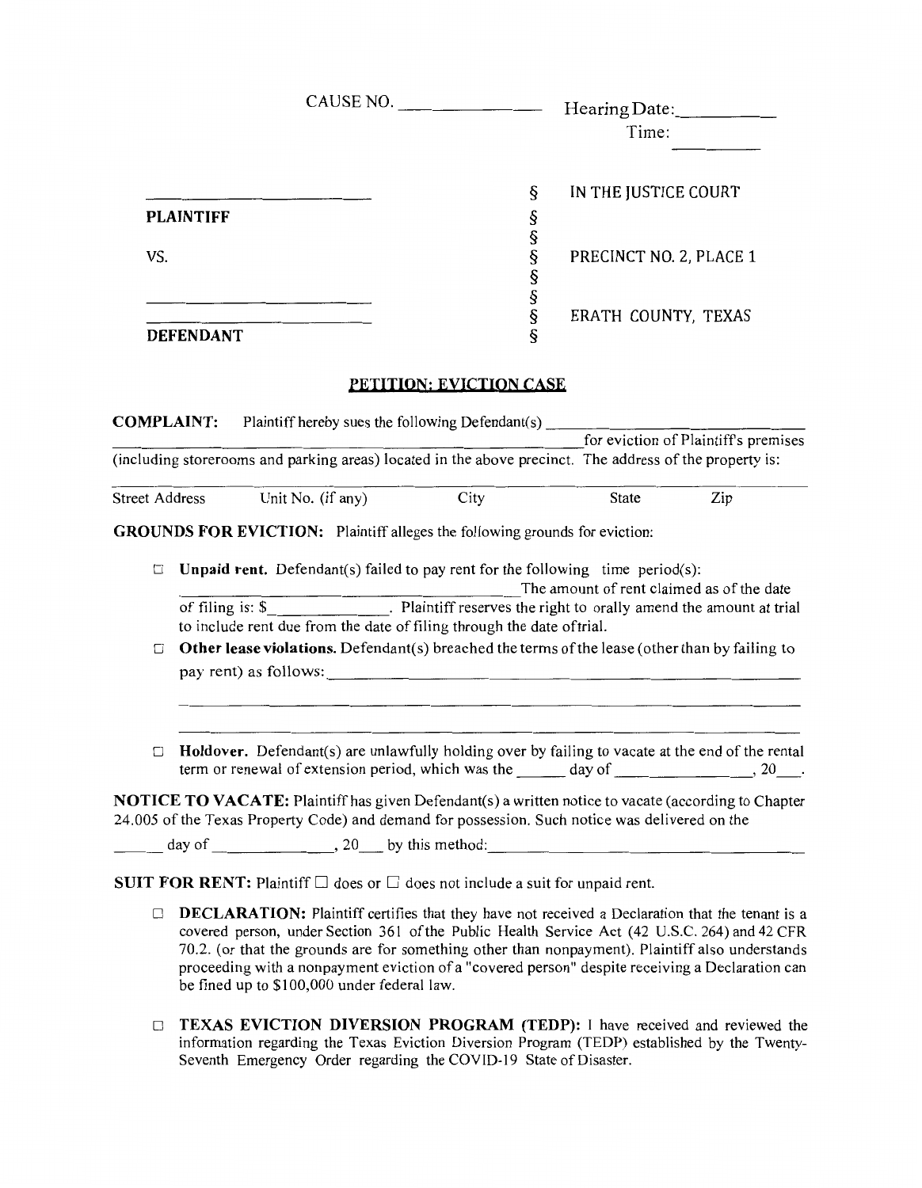CAUSE NO. ______________ Hearing Date:__________

Time: __________

| | | |
|---|---|---|
| ______________________ | § | IN THE JUSTICE COURT |
| **PLAINTIFF** | § | |
| | § | |
| VS. | § | PRECINCT NO. 2, PLACE 1 |
| | § | |
| ______________________ | § | |
| ______________________ | § | ERATH COUNTY, TEXAS |
| **DEFENDANT** | § | |

## PETITION: EVICTION CASE

**COMPLAINT:** Plaintiff hereby sues the following Defendant(s) ______________________________ ______________________________ for eviction of Plaintiff's premises (including storerooms and parking areas) located in the above precinct. The address of the property is:

______________________________________________________________________

Street Address    Unit No. (if any)    City    State    Zip

**GROUNDS FOR EVICTION:** Plaintiff alleges the following grounds for eviction:

- ☐ **Unpaid rent.** Defendant(s) failed to pay rent for the following time period(s): ______________________________ The amount of rent claimed as of the date of filing is: $______________. Plaintiff reserves the right to orally amend the amount at trial to include rent due from the date of filing through the date oftrial.
- ☐ **Other lease violations.** Defendant(s) breached the terms of the lease (other than by failing to pay rent) as follows: ______________________________________________
  ______________________________________________________________________
  ______________________________________________________________________
- ☐ **Holdover.** Defendant(s) are unlawfully holding over by failing to vacate at the end of the rental term or renewal of extension period, which was the ______ day of ______________, 20___.

**NOTICE TO VACATE:** Plaintiff has given Defendant(s) a written notice to vacate (according to Chapter 24.005 of the Texas Property Code) and demand for possession. Such notice was delivered on the ______ day of ______________, 20___ by this method: ______________________________

**SUIT FOR RENT:** Plaintiff ☐ does or ☐ does not include a suit for unpaid rent.

- ☐ **DECLARATION:** Plaintiff certifies that they have not received a Declaration that the tenant is a covered person, under Section 361 of the Public Health Service Act (42 U.S.C. 264) and 42 CFR 70.2. (or that the grounds are for something other than nonpayment). Plaintiff also understands proceeding with a nonpayment eviction of a "covered person" despite receiving a Declaration can be fined up to $100,000 under federal law.

- ☐ **TEXAS EVICTION DIVERSION PROGRAM (TEDP):** I have received and reviewed the information regarding the Texas Eviction Diversion Program (TEDP) established by the Twenty-Seventh Emergency Order regarding the COVID-19 State of Disaster.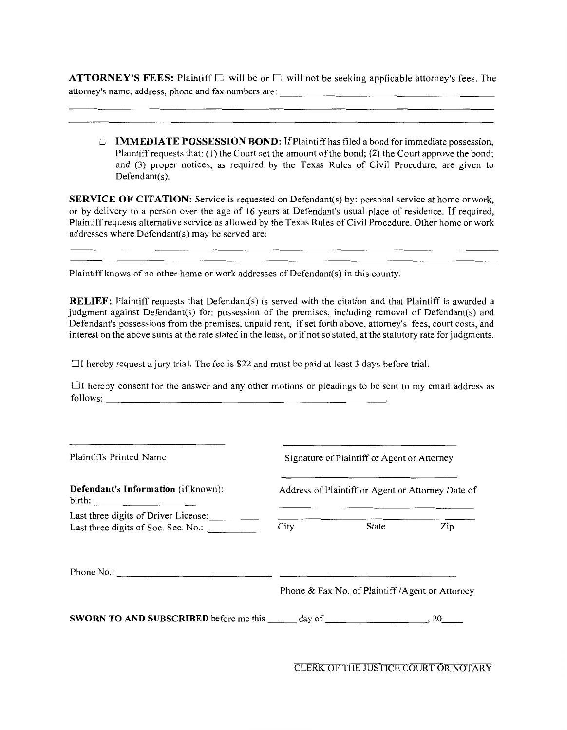**ATTORNEY'S FEES:** Plaintiff ☐ will be or ☐ will not be seeking applicable attorney's fees. The attorney's name, address, phone and fax numbers are: ______________________________________

______________________________________________________________________________

______________________________________________________________________________

☐ **IMMEDIATE POSSESSION BOND:** If Plaintiff has filed a bond for immediate possession, Plaintiff requests that: (1) the Court set the amount of the bond; (2) the Court approve the bond; and (3) proper notices, as required by the Texas Rules of Civil Procedure, are given to Defendant(s).

**SERVICE OF CITATION:** Service is requested on Defendant(s) by: personal service at home or work, or by delivery to a person over the age of 16 years at Defendant's usual place of residence. If required, Plaintiff requests alternative service as allowed by the Texas Rules of Civil Procedure. Other home or work addresses where Defendant(s) may be served are:

______________________________________________________________________________

______________________________________________________________________________

Plaintiff knows of no other home or work addresses of Defendant(s) in this county.

**RELIEF:** Plaintiff requests that Defendant(s) is served with the citation and that Plaintiff is awarded a judgment against Defendant(s) for: possession of the premises, including removal of Defendant(s) and Defendant's possessions from the premises, unpaid rent, if set forth above, attorney's fees, court costs, and interest on the above sums at the rate stated in the lease, or if not so stated, at the statutory rate for judgments.

☐ I hereby request a jury trial. The fee is $22 and must be paid at least 3 days before trial.

☐ I hereby consent for the answer and any other motions or pleadings to be sent to my email address as follows: ______________________________________.

______________________________ Plaintiffs Printed Name

______________________________ Signature of Plaintiff or Agent or Attorney

______________________________ Address of Plaintiff or Agent or Attorney

______________________________ City State Zip

______________________________ Phone & Fax No. of Plaintiff /Agent or Attorney

**Defendant's Information** (if known):

Date of birth: ____________________

Last three digits of Driver License: __________

Last three digits of Soc. Sec. No.: __________

Phone No.: ______________________________

**SWORN TO AND SUBSCRIBED** before me this _____ day of __________________, 20____

CLERK OF THE JUSTICE COURT OR NOTARY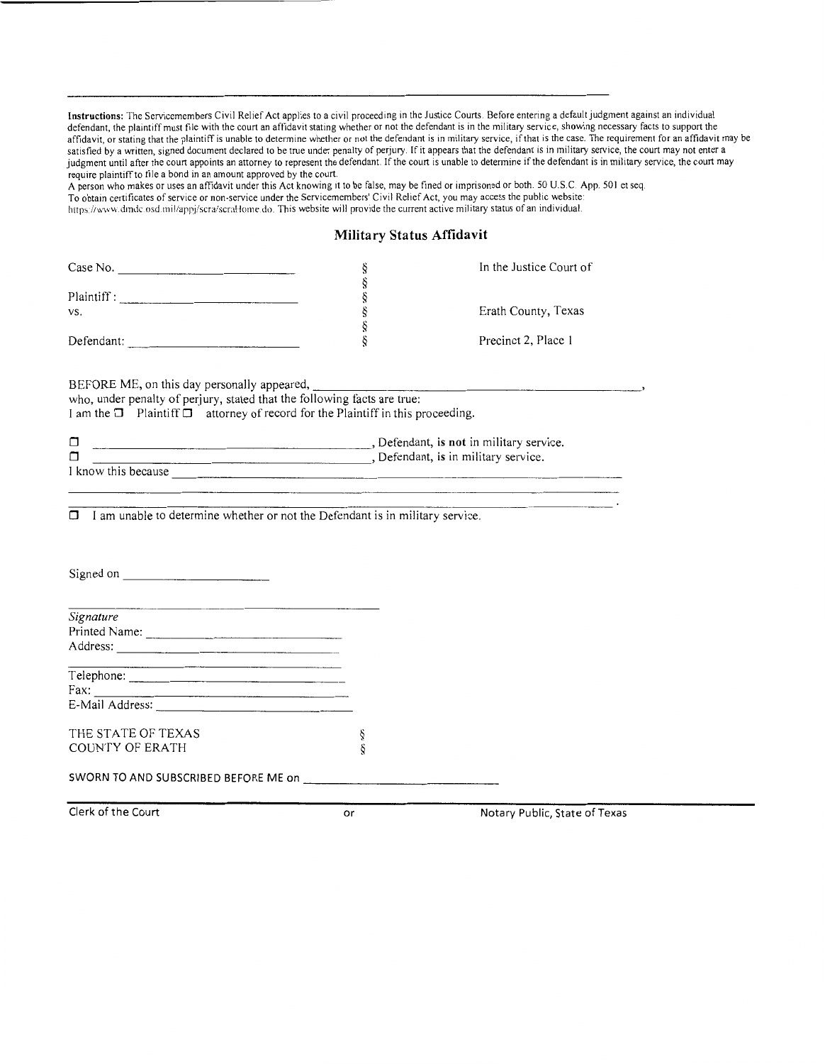**Instructions:** The Servicemembers Civil Relief Act applies to a civil proceeding in the Justice Courts. Before entering a default judgment against an individual defendant, the plaintiff must file with the court an affidavit stating whether or not the defendant is in the military service, showing necessary facts to support the affidavit, or stating that the plaintiff is unable to determine whether or not the defendant is in military service, if that is the case. The requirement for an affidavit may be satisfied by a written, signed document declared to be true under penalty of perjury. If it appears that the defendant is in military service, the court may not enter a judgment until after the court appoints an attorney to represent the defendant. If the court is unable to determine if the defendant is in military service, the court may require plaintiff to file a bond in an amount approved by the court.

A person who makes or uses an affidavit under this Act knowing it to be false, may be fined or imprisoned or both. 50 U.S.C. App. 501 et seq.

To obtain certificates of service or non-service under the Servicemembers' Civil Relief Act, you may access the public website: https://www.dmdc.osd.mil/appj/scra/scraHome.do. This website will provide the current active military status of an individual.

## Military Status Affidavit

| | | |
|---|---|---|
| Case No. ____________________ | § | In the Justice Court of |
| | § | |
| Plaintiff: ____________________ | § | |
| vs. | § | Erath County, Texas |
| | § | |
| Defendant: ____________________ | § | Precinct 2, Place 1 |

BEFORE ME, on this day personally appeared, ____________________________________,
who, under penalty of perjury, stated that the following facts are true:
I am the ☐ Plaintiff ☐ attorney of record for the Plaintiff in this proceeding.

☐ ____________________________________, Defendant, is **not** in military service.
☐ ____________________________________, Defendant, is in military service.
I know this because ____________________________________________________________
________________________________________________________________________________
________________________________________________________________________________.

☐ I am unable to determine whether or not the Defendant is in military service.

Signed on ____________________

____________________________________
*Signature*
Printed Name: ____________________
Address: ____________________
____________________
Telephone: ____________________
Fax: ____________________
E-Mail Address: ____________________

THE STATE OF TEXAS §
COUNTY OF ERATH §

SWORN TO AND SUBSCRIBED BEFORE ME on ____________________

Clerk of the Court or Notary Public, State of Texas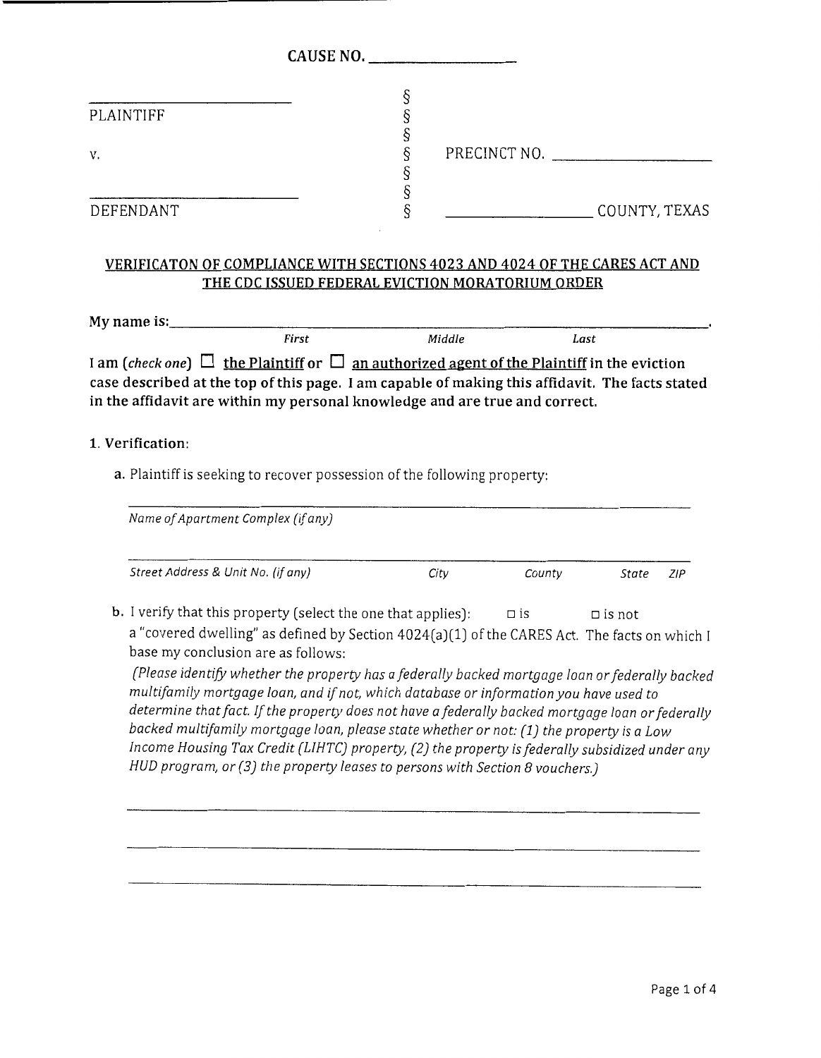CAUSE NO. ____________________

| | | |
|---|---|---|
| ____________________________ | § | |
| PLAINTIFF | § | |
| | § | |
| v. | § | PRECINCT NO. ____________________ |
| | § | |
| ____________________________ | § | |
| DEFENDANT | § | ____________________ COUNTY, TEXAS |

## VERIFICATON OF COMPLIANCE WITH SECTIONS 4023 AND 4024 OF THE CARES ACT AND THE CDC ISSUED FEDERAL EVICTION MORATORIUM ORDER

**My name is:** ______________________________________________________________.

*First* *Middle* *Last*

**I am (*check one*) ☐ the Plaintiff or ☐ an authorized agent of the Plaintiff in the eviction case described at the top of this page. I am capable of making this affidavit. The facts stated in the affidavit are within my personal knowledge and are true and correct.**

**1. Verification:**

**a.** Plaintiff is seeking to recover possession of the following property:

______________________________________________________________

*Name of Apartment Complex (if any)*

______________________________________________________________

*Street Address & Unit No. (if any)* *City* *County* *State* *ZIP*

**b.** I verify that this property (select the one that applies): ☐ is ☐ is not a "covered dwelling" as defined by Section 4024(a)(1) of the CARES Act. The facts on which I base my conclusion are as follows:

*(Please identify whether the property has a federally backed mortgage loan or federally backed multifamily mortgage loan, and if not, which database or information you have used to determine that fact. If the property does not have a federally backed mortgage loan or federally backed multifamily mortgage loan, please state whether or not: (1) the property is a Low Income Housing Tax Credit (LIHTC) property, (2) the property is federally subsidized under any HUD program, or (3) the property leases to persons with Section 8 vouchers.)*

______________________________________________________________

______________________________________________________________

______________________________________________________________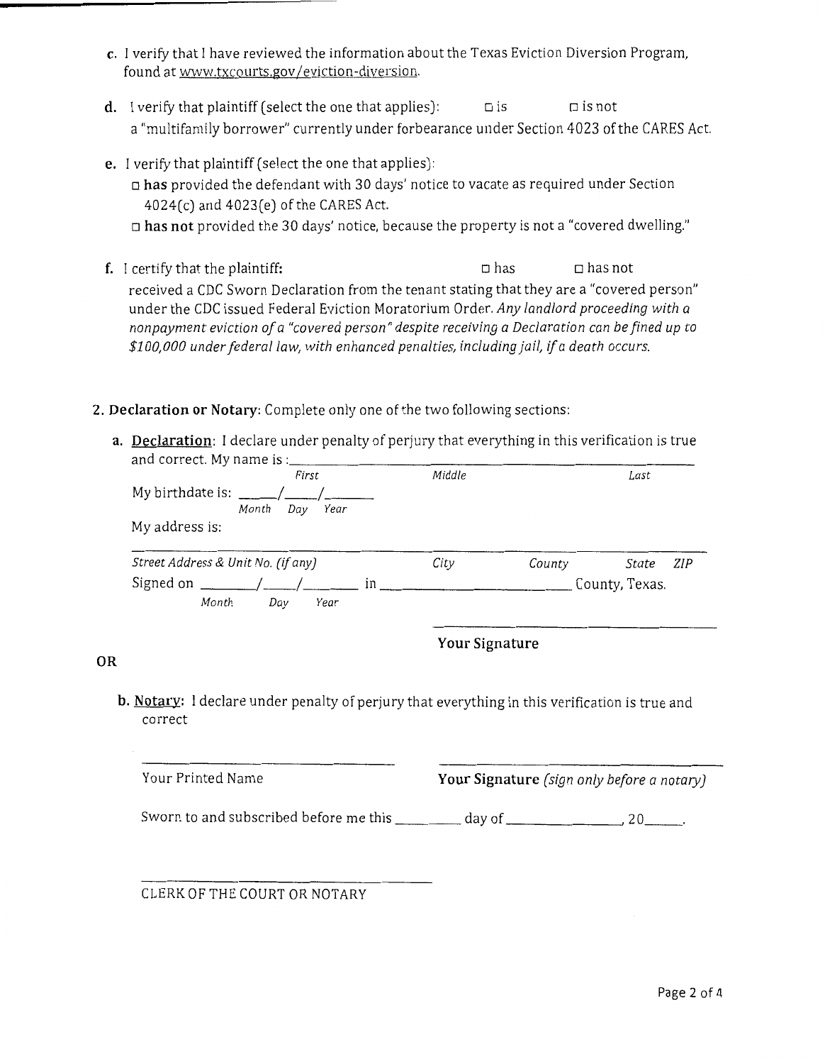c. I verify that I have reviewed the information about the Texas Eviction Diversion Program, found at www.txcourts.gov/eviction-diversion.

d. I verify that plaintiff (select the one that applies): ☐ is ☐ is not a "multifamily borrower" currently under forbearance under Section 4023 of the CARES Act.

e. I verify that plaintiff (select the one that applies):
☐ **has** provided the defendant with 30 days' notice to vacate as required under Section 4024(c) and 4023(e) of the CARES Act.
☐ **has not** provided the 30 days' notice, because the property is not a "covered dwelling."

f. I certify that the plaintiff: ☐ has ☐ has not received a CDC Sworn Declaration from the tenant stating that they are a "covered person" under the CDC issued Federal Eviction Moratorium Order. *Any landlord proceeding with a nonpayment eviction of a "covered person" despite receiving a Declaration can be fined up to $100,000 under federal law, with enhanced penalties, including jail, if a death occurs.*

**2. Declaration or Notary**: Complete only one of the two following sections:

a. **Declaration**: I declare under penalty of perjury that everything in this verification is true and correct. My name is : \_\_\_\_\_\_\_\_\_\_\_\_\_\_\_\_\_\_\_\_\_\_\_\_\_\_\_\_\_\_\_\_\_\_\_\_\_\_\_\_\_\_\_\_
*First* *Middle* *Last*

My birthdate is: \_\_\_\_/\_\_\_\_/\_\_\_\_\_\_
*Month* *Day* *Year*

My address is:

\_\_\_\_\_\_\_\_\_\_\_\_\_\_\_\_\_\_\_\_\_\_\_\_\_\_\_\_\_\_\_\_\_\_\_\_\_\_\_\_\_\_\_\_\_\_\_\_\_\_\_\_\_\_\_\_\_\_\_\_\_\_
*Street Address & Unit No. (if any)* *City* *County* *State* *ZIP*

Signed on \_\_\_\_\_\_/\_\_\_\_/\_\_\_\_\_\_ in \_\_\_\_\_\_\_\_\_\_\_\_\_\_\_\_\_\_\_\_\_\_\_\_ County, Texas.
*Month* *Day* *Year*

\_\_\_\_\_\_\_\_\_\_\_\_\_\_\_\_\_\_\_\_\_\_\_\_\_\_\_\_\_\_\_\_
**Your Signature**

**OR**

b. **Notary**: I declare under penalty of perjury that everything in this verification is true and correct

\_\_\_\_\_\_\_\_\_\_\_\_\_\_\_\_\_\_\_\_\_\_\_\_\_\_\_\_\_\_\_\_ \_\_\_\_\_\_\_\_\_\_\_\_\_\_\_\_\_\_\_\_\_\_\_\_\_\_\_\_\_\_\_\_
Your Printed Name **Your Signature** *(sign only before a notary)*

Sworn to and subscribed before me this \_\_\_\_\_\_\_\_ day of \_\_\_\_\_\_\_\_\_\_\_\_\_\_\_\_, 20\_\_\_\_\_.

\_\_\_\_\_\_\_\_\_\_\_\_\_\_\_\_\_\_\_\_\_\_\_\_\_\_\_\_\_\_\_\_
CLERK OF THE COURT OR NOTARY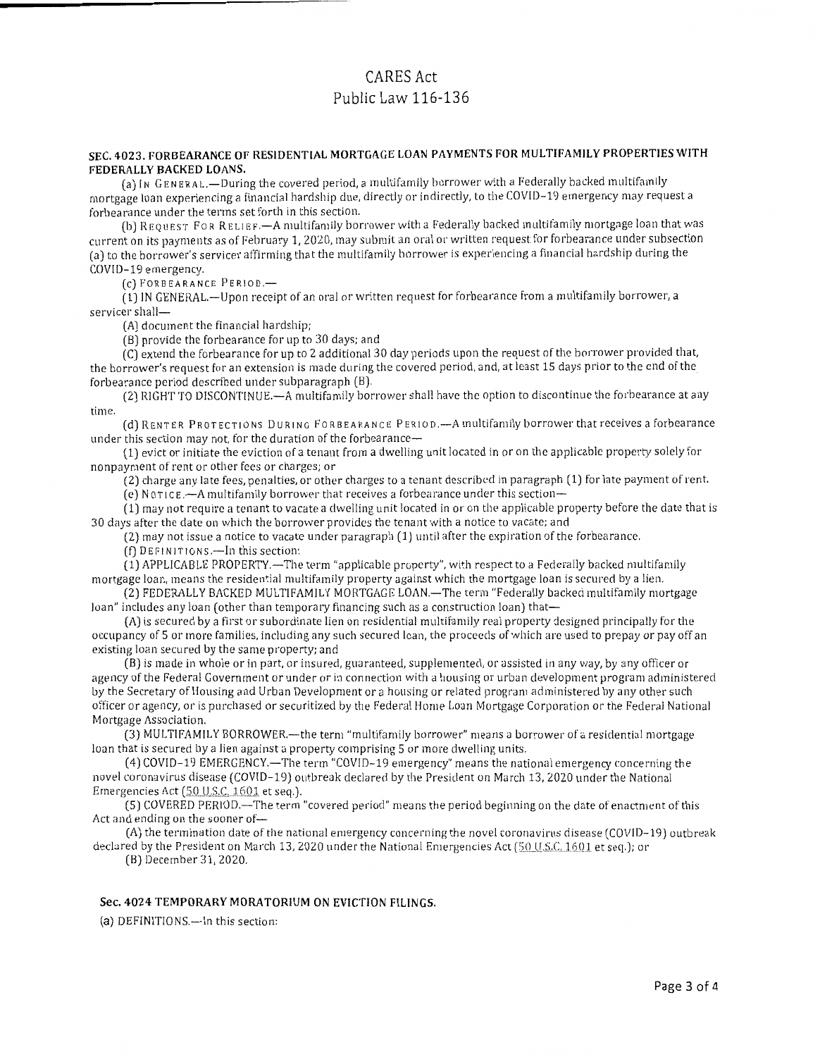# CARES Act
# Public Law 116-136

### SEC. 4023. FORBEARANCE OF RESIDENTIAL MORTGAGE LOAN PAYMENTS FOR MULTIFAMILY PROPERTIES WITH FEDERALLY BACKED LOANS.

(a) IN GENERAL.—During the covered period, a multifamily borrower with a Federally backed multifamily mortgage loan experiencing a financial hardship due, directly or indirectly, to the COVID–19 emergency may request a forbearance under the terms set forth in this section.

(b) REQUEST FOR RELIEF.—A multifamily borrower with a Federally backed multifamily mortgage loan that was current on its payments as of February 1, 2020, may submit an oral or written request for forbearance under subsection (a) to the borrower's servicer affirming that the multifamily borrower is experiencing a financial hardship during the COVID–19 emergency.

(c) FORBEARANCE PERIOD.—

(1) IN GENERAL.—Upon receipt of an oral or written request for forbearance from a multifamily borrower, a servicer shall—

(A) document the financial hardship;

(B) provide the forbearance for up to 30 days; and

(C) extend the forbearance for up to 2 additional 30 day periods upon the request of the borrower provided that, the borrower's request for an extension is made during the covered period, and, at least 15 days prior to the end of the forbearance period described under subparagraph (B).

(2) RIGHT TO DISCONTINUE.—A multifamily borrower shall have the option to discontinue the forbearance at any time.

(d) RENTER PROTECTIONS DURING FORBEARANCE PERIOD.—A multifamily borrower that receives a forbearance under this section may not, for the duration of the forbearance—

(1) evict or initiate the eviction of a tenant from a dwelling unit located in or on the applicable property solely for nonpayment of rent or other fees or charges; or

(2) charge any late fees, penalties, or other charges to a tenant described in paragraph (1) for late payment of rent.

(e) NOTICE.—A multifamily borrower that receives a forbearance under this section—

(1) may not require a tenant to vacate a dwelling unit located in or on the applicable property before the date that is 30 days after the date on which the borrower provides the tenant with a notice to vacate; and

(2) may not issue a notice to vacate under paragraph (1) until after the expiration of the forbearance.

(f) DEFINITIONS.—In this section:

(1) APPLICABLE PROPERTY.—The term "applicable property", with respect to a Federally backed multifamily mortgage loan, means the residential multifamily property against which the mortgage loan is secured by a lien.

(2) FEDERALLY BACKED MULTIFAMILY MORTGAGE LOAN.—The term "Federally backed multifamily mortgage loan" includes any loan (other than temporary financing such as a construction loan) that—

(A) is secured by a first or subordinate lien on residential multifamily real property designed principally for the occupancy of 5 or more families, including any such secured loan, the proceeds of which are used to prepay or pay off an existing loan secured by the same property; and

(B) is made in whole or in part, or insured, guaranteed, supplemented, or assisted in any way, by any officer or agency of the Federal Government or under or in connection with a housing or urban development program administered by the Secretary of Housing and Urban Development or a housing or related program administered by any other such officer or agency, or is purchased or securitized by the Federal Home Loan Mortgage Corporation or the Federal National Mortgage Association.

(3) MULTIFAMILY BORROWER.—the term "multifamily borrower" means a borrower of a residential mortgage loan that is secured by a lien against a property comprising 5 or more dwelling units.

(4) COVID–19 EMERGENCY.—The term "COVID–19 emergency" means the national emergency concerning the novel coronavirus disease (COVID–19) outbreak declared by the President on March 13, 2020 under the National Emergencies Act (50 U.S.C. 1601 et seq.).

(5) COVERED PERIOD.—The term "covered period" means the period beginning on the date of enactment of this Act and ending on the sooner of—

(A) the termination date of the national emergency concerning the novel coronavirus disease (COVID–19) outbreak declared by the President on March 13, 2020 under the National Emergencies Act (50 U.S.C. 1601 et seq.); or

(B) December 31, 2020.

### Sec. 4024 TEMPORARY MORATORIUM ON EVICTION FILINGS.

(a) DEFINITIONS.—In this section: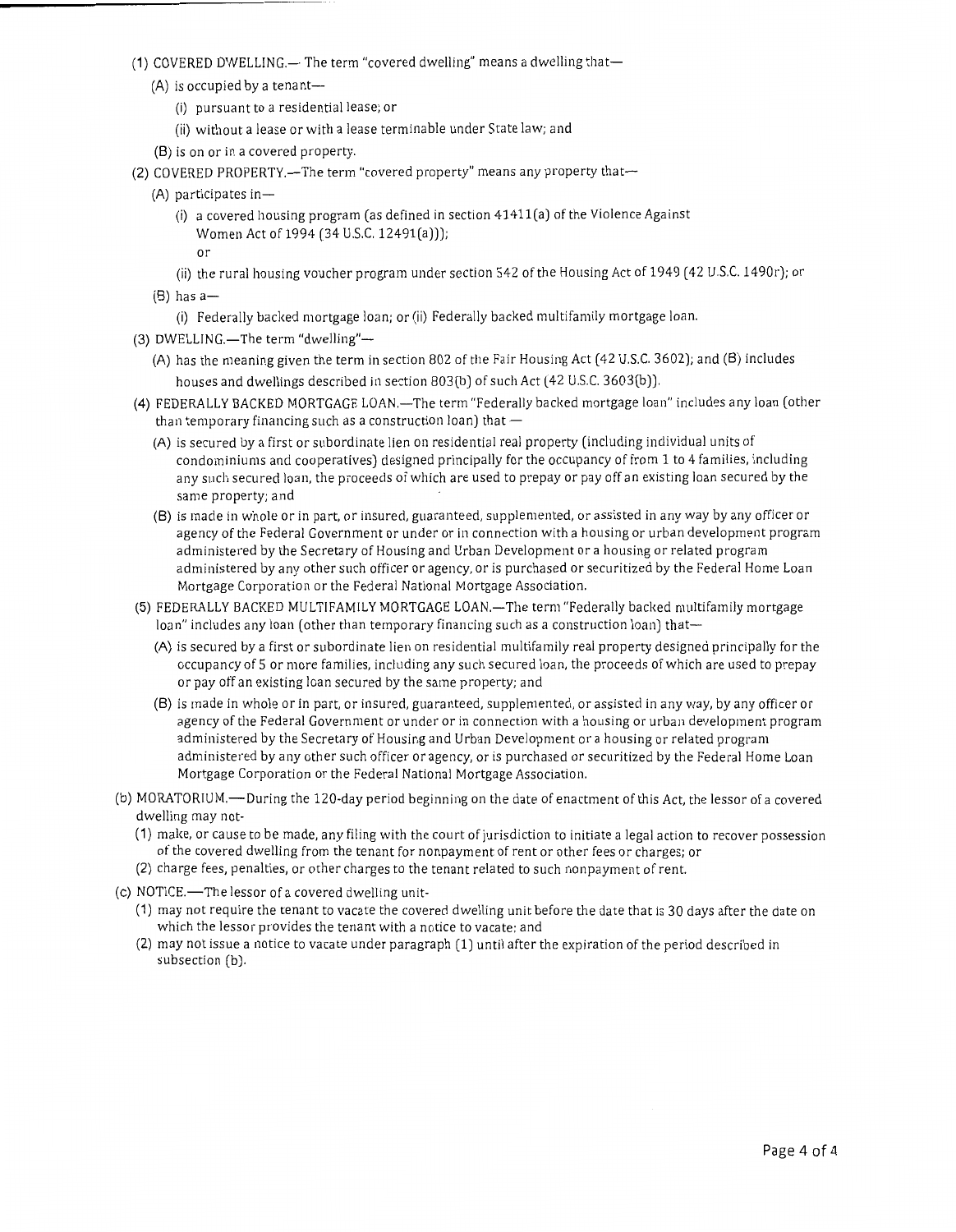(1) COVERED DWELLING.— The term "covered dwelling" means a dwelling that—

(A) is occupied by a tenant—

(i) pursuant to a residential lease; or

(ii) without a lease or with a lease terminable under State law; and

(B) is on or in a covered property.

(2) COVERED PROPERTY.—The term "covered property" means any property that—

(A) participates in—

(i) a covered housing program (as defined in section 41411(a) of the Violence Against Women Act of 1994 (34 U.S.C. 12491(a)));
or

(ii) the rural housing voucher program under section 542 of the Housing Act of 1949 (42 U.S.C. 1490r); or

(B) has a—

(i) Federally backed mortgage loan; or (ii) Federally backed multifamily mortgage loan.

(3) DWELLING.—The term "dwelling"—

(A) has the meaning given the term in section 802 of the Fair Housing Act (42 U.S.C. 3602); and (B) includes houses and dwellings described in section 803(b) of such Act (42 U.S.C. 3603(b)).

(4) FEDERALLY BACKED MORTGAGE LOAN.—The term "Federally backed mortgage loan" includes any loan (other than temporary financing such as a construction loan) that —

(A) is secured by a first or subordinate lien on residential real property (including individual units of condominiums and cooperatives) designed principally for the occupancy of from 1 to 4 families, including any such secured loan, the proceeds of which are used to prepay or pay off an existing loan secured by the same property; and

(B) is made in whole or in part, or insured, guaranteed, supplemented, or assisted in any way by any officer or agency of the Federal Government or under or in connection with a housing or urban development program administered by the Secretary of Housing and Urban Development or a housing or related program administered by any other such officer or agency, or is purchased or securitized by the Federal Home Loan Mortgage Corporation or the Federal National Mortgage Association.

(5) FEDERALLY BACKED MULTIFAMILY MORTGAGE LOAN.—The term "Federally backed multifamily mortgage loan" includes any loan (other than temporary financing such as a construction loan) that—

(A) is secured by a first or subordinate lien on residential multifamily real property designed principally for the occupancy of 5 or more families, including any such secured loan, the proceeds of which are used to prepay or pay off an existing loan secured by the same property; and

(B) is made in whole or in part, or insured, guaranteed, supplemented, or assisted in any way, by any officer or agency of the Federal Government or under or in connection with a housing or urban development program administered by the Secretary of Housing and Urban Development or a housing or related program administered by any other such officer or agency, or is purchased or securitized by the Federal Home Loan Mortgage Corporation or the Federal National Mortgage Association.

(b) MORATORIUM.—During the 120-day period beginning on the date of enactment of this Act, the lessor of a covered dwelling may not-

(1) make, or cause to be made, any filing with the court of jurisdiction to initiate a legal action to recover possession of the covered dwelling from the tenant for nonpayment of rent or other fees or charges; or

(2) charge fees, penalties, or other charges to the tenant related to such nonpayment of rent.

(c) NOTICE.—The lessor of a covered dwelling unit-

(1) may not require the tenant to vacate the covered dwelling unit before the date that is 30 days after the date on which the lessor provides the tenant with a notice to vacate; and

(2) may not issue a notice to vacate under paragraph (1) until after the expiration of the period described in subsection (b).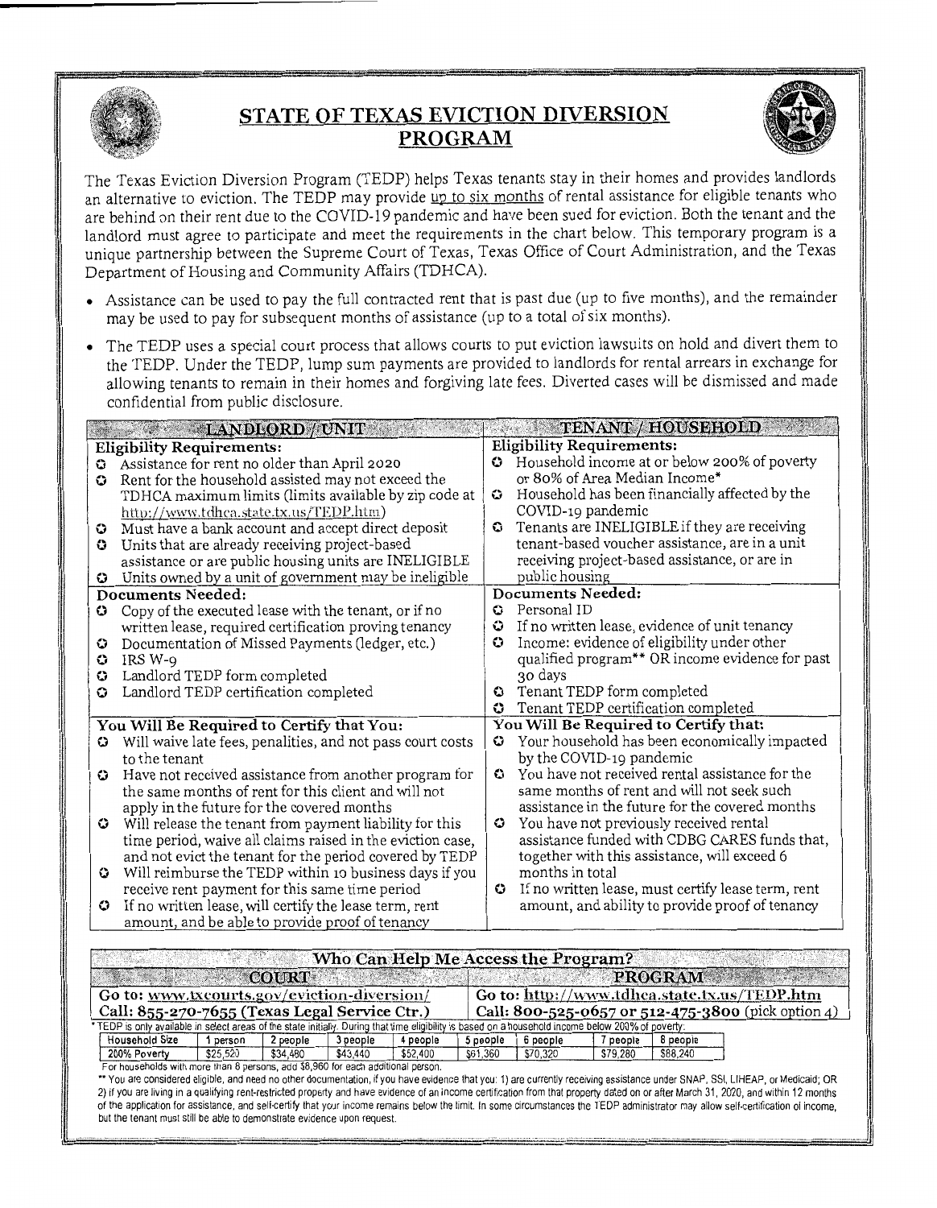# STATE OF TEXAS EVICTION DIVERSION PROGRAM

The Texas Eviction Diversion Program (TEDP) helps Texas tenants stay in their homes and provides landlords an alternative to eviction. The TEDP may provide up to six months of rental assistance for eligible tenants who are behind on their rent due to the COVID-19 pandemic and have been sued for eviction. Both the tenant and the landlord must agree to participate and meet the requirements in the chart below. This temporary program is a unique partnership between the Supreme Court of Texas, Texas Office of Court Administration, and the Texas Department of Housing and Community Affairs (TDHCA).

- Assistance can be used to pay the full contracted rent that is past due (up to five months), and the remainder may be used to pay for subsequent months of assistance (up to a total of six months).
- The TEDP uses a special court process that allows courts to put eviction lawsuits on hold and divert them to the TEDP. Under the TEDP, lump sum payments are provided to landlords for rental arrears in exchange for allowing tenants to remain in their homes and forgiving late fees. Diverted cases will be dismissed and made confidential from public disclosure.

| LANDLORD / UNIT | TENANT / HOUSEHOLD |
|---|---|
| **Eligibility Requirements:**<br>• Assistance for rent no older than April 2020<br>• Rent for the household assisted may not exceed the TDHCA maximum limits (limits available by zip code at http://www.tdhca.state.tx.us/TEDP.htm)<br>• Must have a bank account and accept direct deposit<br>• Units that are already receiving project-based assistance or are public housing units are INELIGIBLE<br>• Units owned by a unit of government may be ineligible | **Eligibility Requirements:**<br>• Household income at or below 200% of poverty or 80% of Area Median Income*<br>• Household has been financially affected by the COVID-19 pandemic<br>• Tenants are INELIGIBLE if they are receiving tenant-based voucher assistance, are in a unit receiving project-based assistance, or are in public housing |
| **Documents Needed:**<br>• Copy of the executed lease with the tenant, or if no written lease, required certification proving tenancy<br>• Documentation of Missed Payments (ledger, etc.)<br>• IRS W-9<br>• Landlord TEDP form completed<br>• Landlord TEDP certification completed | **Documents Needed:**<br>• Personal ID<br>• If no written lease, evidence of unit tenancy<br>• Income: evidence of eligibility under other qualified program** OR income evidence for past 30 days<br>• Tenant TEDP form completed<br>• Tenant TEDP certification completed |
| **You Will Be Required to Certify that You:**<br>• Will waive late fees, penalties, and not pass court costs to the tenant<br>• Have not received assistance from another program for the same months of rent for this client and will not apply in the future for the covered months<br>• Will release the tenant from payment liability for this time period, waive all claims raised in the eviction case, and not evict the tenant for the period covered by TEDP<br>• Will reimburse the TEDP within 10 business days if you receive rent payment for this same time period<br>• If no written lease, will certify the lease term, rent amount, and be able to provide proof of tenancy | **You Will Be Required to Certify that:**<br>• Your household has been economically impacted by the COVID-19 pandemic<br>• You have not received rental assistance for the same months of rent and will not seek such assistance in the future for the covered months<br>• You have not previously received rental assistance funded with CDBG CARES funds that, together with this assistance, will exceed 6 months in total<br>• If no written lease, must certify lease term, rent amount, and ability to provide proof of tenancy |

## Who Can Help Me Access the Program?

| COURT | PROGRAM |
|---|---|
| Go to: www.txcourts.gov/eviction-diversion/<br>Call: 855-270-7655 (Texas Legal Service Ctr.) | Go to: http://www.tdhca.state.tx.us/TEDP.htm<br>Call: 800-525-0657 or 512-475-3800 (pick option 4) |

* TEDP is only available in select areas of the state initially. During that time eligibility is based on a household income below 200% of poverty.

| Household Size | 1 person | 2 people | 3 people | 4 people | 5 people | 6 people | 7 people | 8 people |
|---|---|---|---|---|---|---|---|---|
| 200% Poverty | $25,520 | $34,480 | $43,440 | $52,400 | $61,360 | $70,320 | $79,280 | $88,240 |

For households with more than 8 persons, add $8,960 for each additional person.

** You are considered eligible, and need no other documentation, if you have evidence that you: 1) are currently receiving assistance under SNAP, SSI, LIHEAP, or Medicaid; OR 2) if you are living in a qualifying rent-restricted property and have evidence of an income certification from that property dated on or after March 31, 2020, and within 12 months of the application for assistance, and self-certify that your income remains below the limit. In some circumstances the TEDP administrator may allow self-certification of income, but the tenant must still be able to demonstrate evidence upon request.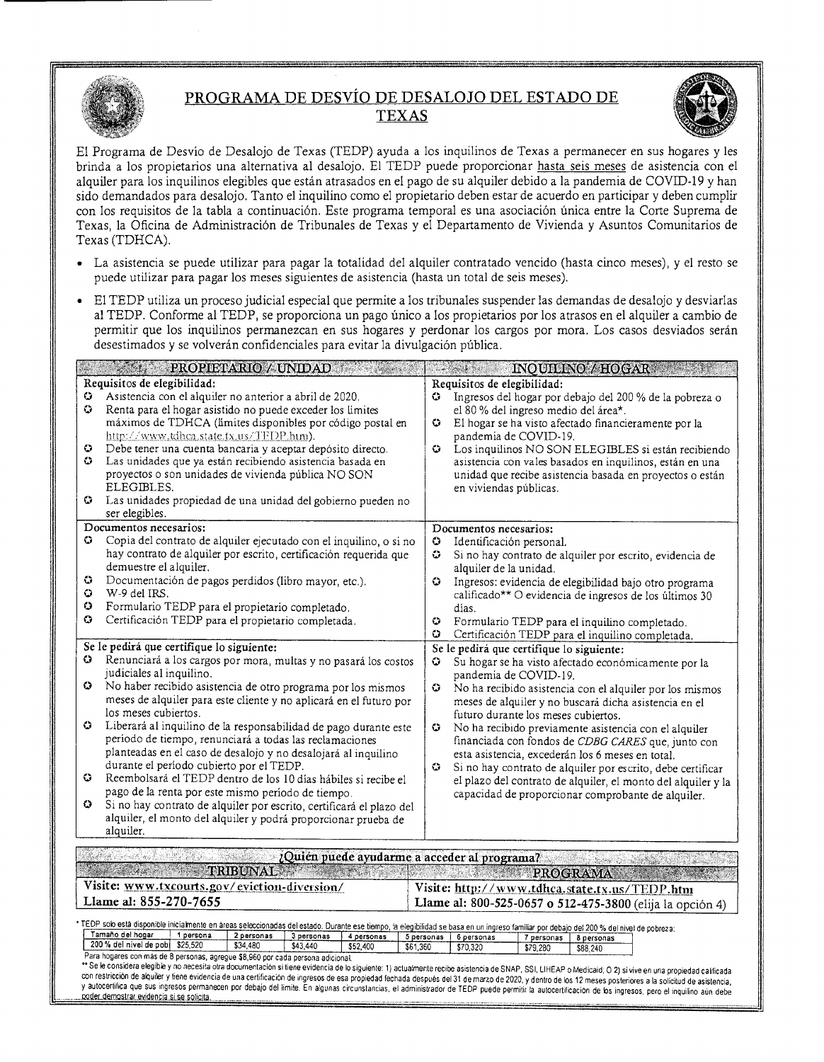# PROGRAMA DE DESVÍO DE DESALOJO DEL ESTADO DE TEXAS

El Programa de Desvío de Desalojo de Texas (TEDP) ayuda a los inquilinos de Texas a permanecer en sus hogares y les brinda a los propietarios una alternativa al desalojo. El TEDP puede proporcionar hasta seis meses de asistencia con el alquiler para los inquilinos elegibles que están atrasados en el pago de su alquiler debido a la pandemia de COVID-19 y han sido demandados para desalojo. Tanto el inquilino como el propietario deben estar de acuerdo en participar y deben cumplir con los requisitos de la tabla a continuación. Este programa temporal es una asociación única entre la Corte Suprema de Texas, la Oficina de Administración de Tribunales de Texas y el Departamento de Vivienda y Asuntos Comunitarios de Texas (TDHCA).

- La asistencia se puede utilizar para pagar la totalidad del alquiler contratado vencido (hasta cinco meses), y el resto se puede utilizar para pagar los meses siguientes de asistencia (hasta un total de seis meses).
- El TEDP utiliza un proceso judicial especial que permite a los tribunales suspender las demandas de desalojo y desviarlas al TEDP. Conforme al TEDP, se proporciona un pago único a los propietarios por los atrasos en el alquiler a cambio de permitir que los inquilinos permanezcan en sus hogares y perdonar los cargos por mora. Los casos desviados serán desestimados y se volverán confidenciales para evitar la divulgación pública.

| PROPIETARIO / UNIDAD | INQUILINO / HOGAR |
|---|---|
| **Requisitos de elegibilidad:**<br>• Asistencia con el alquiler no anterior a abril de 2020.<br>• Renta para el hogar asistido no puede exceder los límites máximos de TDHCA (límites disponibles por código postal en http://www.tdhca.state.tx.us/TEDP.htm).<br>• Debe tener una cuenta bancaria y aceptar depósito directo.<br>• Las unidades que ya están recibiendo asistencia basada en proyectos o son unidades de vivienda pública NO SON ELEGIBLES.<br>• Las unidades propiedad de una unidad del gobierno pueden no ser elegibles. | **Requisitos de elegibilidad:**<br>• Ingresos del hogar por debajo del 200 % de la pobreza o el 80 % del ingreso medio del área*.<br>• El hogar se ha visto afectado financieramente por la pandemia de COVID-19.<br>• Los inquilinos NO SON ELEGIBLES si están recibiendo asistencia con vales basados en inquilinos, están en una unidad que recibe asistencia basada en proyectos o están en viviendas públicas. |
| **Documentos necesarios:**<br>• Copia del contrato de alquiler ejecutado con el inquilino, o si no hay contrato de alquiler por escrito, certificación requerida que demuestre el alquiler.<br>• Documentación de pagos perdidos (libro mayor, etc.).<br>• W-9 del IRS.<br>• Formulario TEDP para el propietario completado.<br>• Certificación TEDP para el propietario completada. | **Documentos necesarios:**<br>• Identificación personal.<br>• Si no hay contrato de alquiler por escrito, evidencia de alquiler de la unidad.<br>• Ingresos: evidencia de elegibilidad bajo otro programa calificado** O evidencia de ingresos de los últimos 30 días.<br>• Formulario TEDP para el inquilino completado.<br>• Certificación TEDP para el inquilino completada. |
| **Se le pedirá que certifique lo siguiente:**<br>• Renunciará a los cargos por mora, multas y no pasará los costos judiciales al inquilino.<br>• No haber recibido asistencia de otro programa por los mismos meses de alquiler para este cliente y no aplicará en el futuro por los meses cubiertos.<br>• Liberará al inquilino de la responsabilidad de pago durante este período de tiempo, renunciará a todas las reclamaciones planteadas en el caso de desalojo y no desalojará al inquilino durante el período cubierto por el TEDP.<br>• Reembolsará el TEDP dentro de los 10 días hábiles si recibe el pago de la renta por este mismo período de tiempo.<br>• Si no hay contrato de alquiler por escrito, certificará el plazo del alquiler, el monto del alquiler y podrá proporcionar prueba de alquiler. | **Se le pedirá que certifique lo siguiente:**<br>• Su hogar se ha visto afectado económicamente por la pandemia de COVID-19.<br>• No ha recibido asistencia con el alquiler por los mismos meses de alquiler y no buscará dicha asistencia en el futuro durante los meses cubiertos.<br>• No ha recibido previamente asistencia con el alquiler financiada con fondos de *CDBG CARES* que, junto con esta asistencia, excederán los 6 meses en total.<br>• Si no hay contrato de alquiler por escrito, debe certificar el plazo del contrato de alquiler, el monto del alquiler y la capacidad de proporcionar comprobante de alquiler. |

| ¿Quién puede ayudarme a acceder al programa? | |
|---|---|
| **TRIBUNAL** | **PROGRAMA** |
| **Visite: www.txcourts.gov/eviction-diversion/** | **Visite: http://www.tdhca.state.tx.us/TEDP.htm** |
| **Llame al: 855-270-7655** | **Llame al: 800-525-0657 o 512-475-3800** (elija la opción 4) |

* TEDP solo está disponible inicialmente en áreas seleccionadas del estado. Durante ese tiempo, la elegibilidad se basa en un ingreso familiar por debajo del 200 % del nivel de pobreza:

| Tamaño del hogar | 1 persona | 2 personas | 3 personas | 4 personas | 5 personas | 6 personas | 7 personas | 8 personas |
|---|---|---|---|---|---|---|---|---|
| 200 % del nivel de pob | $25,520 | $34,480 | $43,440 | $52,400 | $61,360 | $70,320 | $79,280 | $88,240 |

Para hogares con más de 8 personas, agregue $8,960 por cada persona adicional.

** Se le considera elegible y no necesita otra documentación si tiene evidencia de lo siguiente: 1) actualmente recibe asistencia de SNAP, SSI, LIHEAP o Medicaid; O 2) si vive en una propiedad calificada con restricción de alquiler y tiene evidencia de una certificación de ingresos de esa propiedad fechada después del 31 de marzo de 2020, y dentro de los 12 meses posteriores a la solicitud de asistencia, y autocertifica que sus ingresos permanecen por debajo del límite. En algunas circunstancias, el administrador de TEDP puede permitir la autocertificación de los ingresos, pero el inquilino aún debe poder demostrar evidencia si se solicita.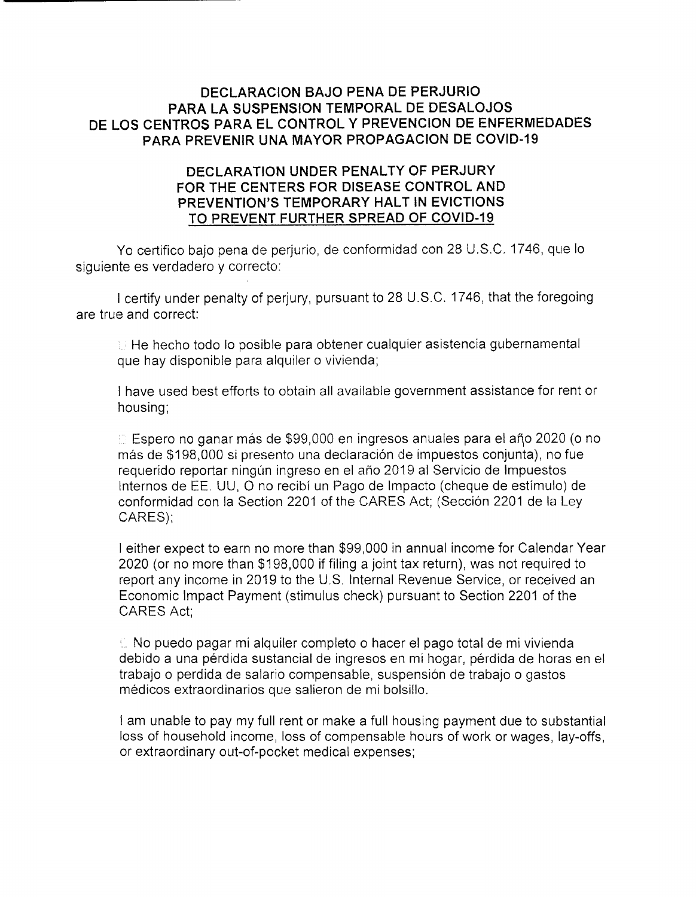## DECLARACION BAJO PENA DE PERJURIO PARA LA SUSPENSION TEMPORAL DE DESALOJOS DE LOS CENTROS PARA EL CONTROL Y PREVENCION DE ENFERMEDADES PARA PREVENIR UNA MAYOR PROPAGACION DE COVID-19

## DECLARATION UNDER PENALTY OF PERJURY FOR THE CENTERS FOR DISEASE CONTROL AND PREVENTION'S TEMPORARY HALT IN EVICTIONS TO PREVENT FURTHER SPREAD OF COVID-19

Yo certifico bajo pena de perjurio, de conformidad con 28 U.S.C. 1746, que lo siguiente es verdadero y correcto:

I certify under penalty of perjury, pursuant to 28 U.S.C. 1746, that the foregoing are true and correct:

☐ He hecho todo lo posible para obtener cualquier asistencia gubernamental que hay disponible para alquiler o vivienda;

I have used best efforts to obtain all available government assistance for rent or housing;

☐ Espero no ganar más de $99,000 en ingresos anuales para el año 2020 (o no más de $198,000 si presento una declaración de impuestos conjunta), no fue requerido reportar ningún ingreso en el año 2019 al Servicio de Impuestos Internos de EE. UU, O no recibí un Pago de Impacto (cheque de estímulo) de conformidad con la Section 2201 of the CARES Act; (Sección 2201 de la Ley CARES);

I either expect to earn no more than $99,000 in annual income for Calendar Year 2020 (or no more than $198,000 if filing a joint tax return), was not required to report any income in 2019 to the U.S. Internal Revenue Service, or received an Economic Impact Payment (stimulus check) pursuant to Section 2201 of the CARES Act;

☐ No puedo pagar mi alquiler completo o hacer el pago total de mi vivienda debido a una pérdida sustancial de ingresos en mi hogar, pérdida de horas en el trabajo o perdida de salario compensable, suspensión de trabajo o gastos médicos extraordinarios que salieron de mi bolsillo.

I am unable to pay my full rent or make a full housing payment due to substantial loss of household income, loss of compensable hours of work or wages, lay-offs, or extraordinary out-of-pocket medical expenses;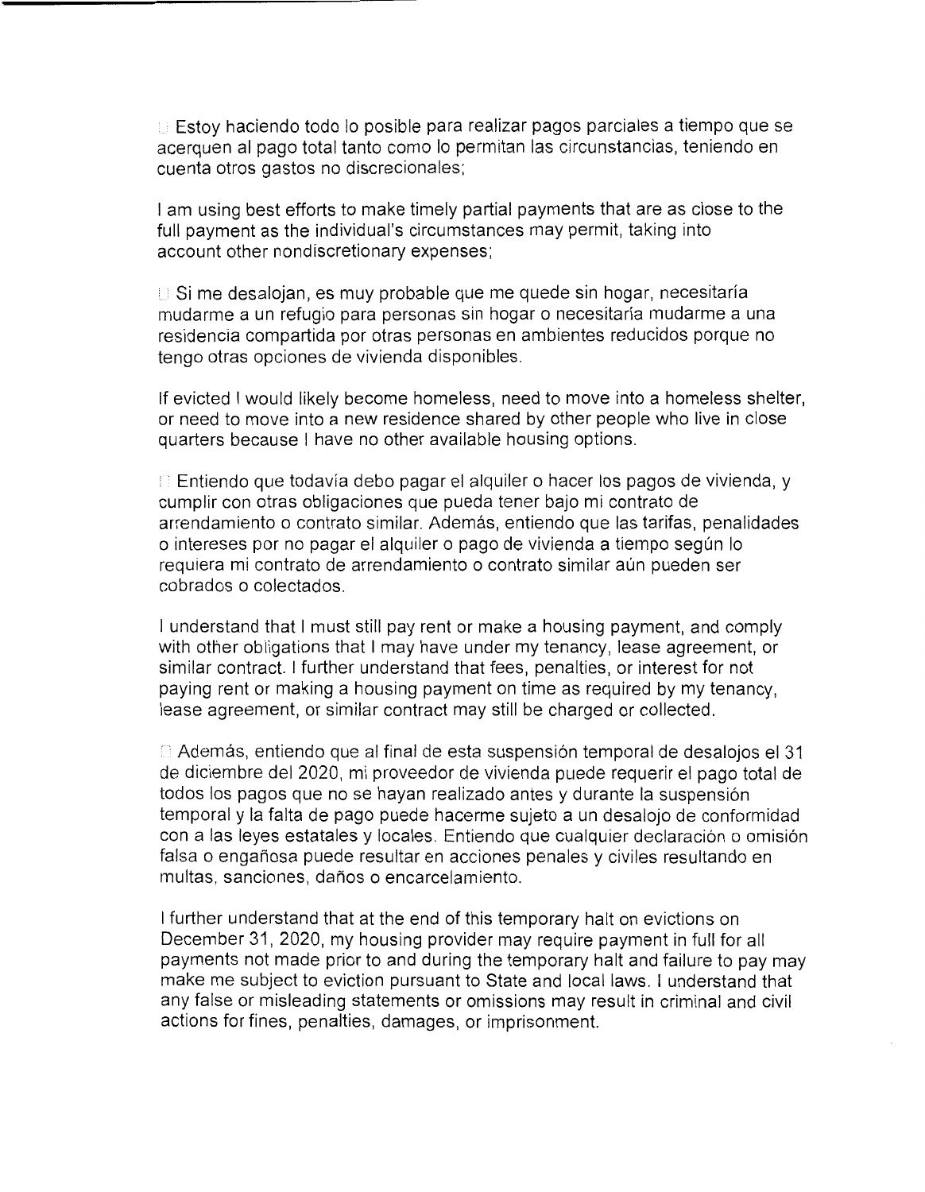☐ Estoy haciendo todo lo posible para realizar pagos parciales a tiempo que se acerquen al pago total tanto como lo permitan las circunstancias, teniendo en cuenta otros gastos no discrecionales;

I am using best efforts to make timely partial payments that are as close to the full payment as the individual's circumstances may permit, taking into account other nondiscretionary expenses;

☐ Si me desalojan, es muy probable que me quede sin hogar, necesitaría mudarme a un refugio para personas sin hogar o necesitaría mudarme a una residencia compartida por otras personas en ambientes reducidos porque no tengo otras opciones de vivienda disponibles.

If evicted I would likely become homeless, need to move into a homeless shelter, or need to move into a new residence shared by other people who live in close quarters because I have no other available housing options.

☐ Entiendo que todavía debo pagar el alquiler o hacer los pagos de vivienda, y cumplir con otras obligaciones que pueda tener bajo mi contrato de arrendamiento o contrato similar. Además, entiendo que las tarifas, penalidades o intereses por no pagar el alquiler o pago de vivienda a tiempo según lo requiera mi contrato de arrendamiento o contrato similar aún pueden ser cobrados o colectados.

I understand that I must still pay rent or make a housing payment, and comply with other obligations that I may have under my tenancy, lease agreement, or similar contract. I further understand that fees, penalties, or interest for not paying rent or making a housing payment on time as required by my tenancy, lease agreement, or similar contract may still be charged or collected.

☐ Además, entiendo que al final de esta suspensión temporal de desalojos el 31 de diciembre del 2020, mi proveedor de vivienda puede requerir el pago total de todos los pagos que no se hayan realizado antes y durante la suspensión temporal y la falta de pago puede hacerme sujeto a un desalojo de conformidad con a las leyes estatales y locales. Entiendo que cualquier declaración o omisión falsa o engañosa puede resultar en acciones penales y civiles resultando en multas, sanciones, daños o encarcelamiento.

I further understand that at the end of this temporary halt on evictions on December 31, 2020, my housing provider may require payment in full for all payments not made prior to and during the temporary halt and failure to pay may make me subject to eviction pursuant to State and local laws. I understand that any false or misleading statements or omissions may result in criminal and civil actions for fines, penalties, damages, or imprisonment.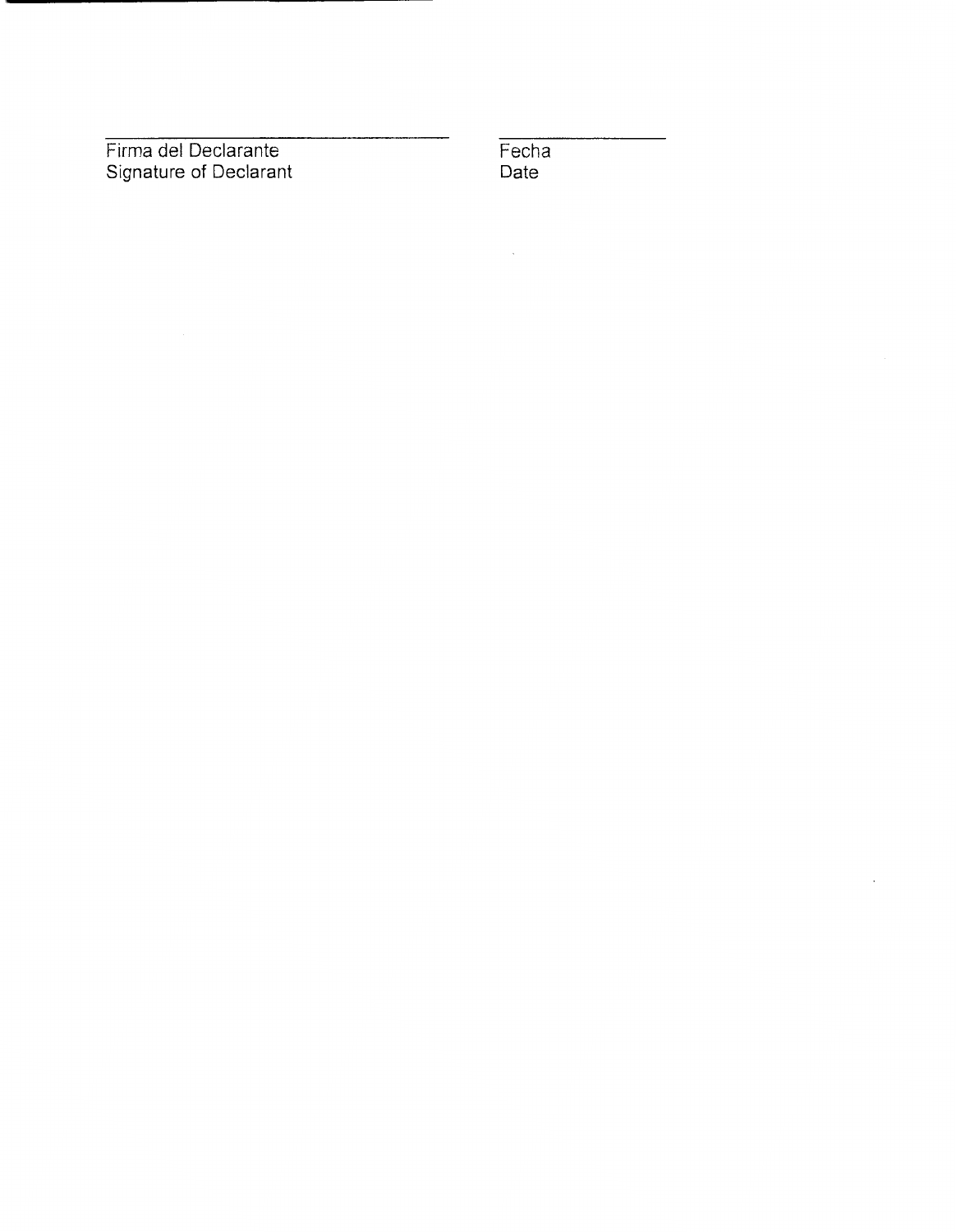\_\_\_\_\_\_\_\_\_\_\_\_\_\_\_\_\_\_\_\_\_\_\_\_\_\_\_\_\_\_\_\_\_\_\_\_\_\_\_\_ &nbsp;&nbsp;&nbsp;&nbsp; \_\_\_\_\_\_\_\_\_\_\_\_\_\_\_\_\_\_\_\_

Firma del Declarante  
Signature of Declarant

Fecha  
Date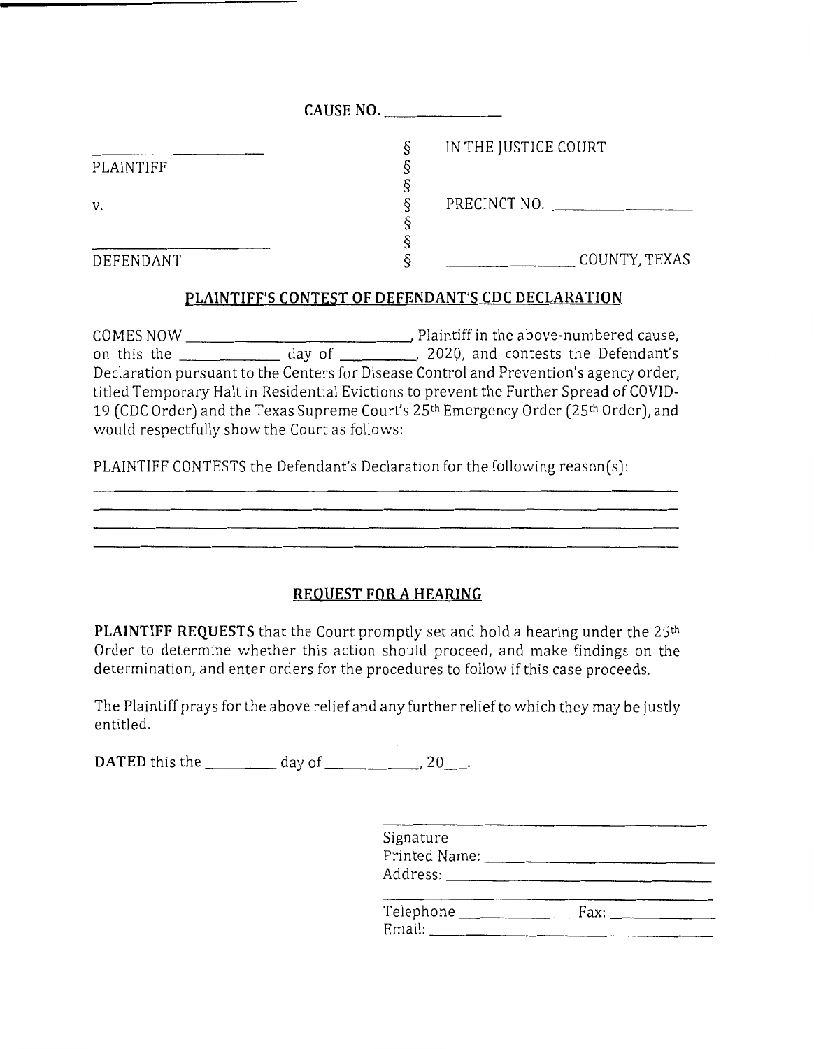CAUSE NO. \_\_\_\_\_\_\_\_\_\_\_\_\_\_

| | | |
|---|---|---|
| \_\_\_\_\_\_\_\_\_\_\_\_\_\_\_\_\_\_\_\_ | § | IN THE JUSTICE COURT |
| PLAINTIFF | § | |
| | § | |
| V. | § | PRECINCT NO. \_\_\_\_\_\_\_\_\_\_\_\_\_\_\_\_ |
| | § | |
| \_\_\_\_\_\_\_\_\_\_\_\_\_\_\_\_\_\_\_\_ | § | |
| DEFENDANT | § | \_\_\_\_\_\_\_\_\_\_\_\_\_\_\_\_ COUNTY, TEXAS |

## PLAINTIFF'S CONTEST OF DEFENDANT'S CDC DECLARATION

COMES NOW \_\_\_\_\_\_\_\_\_\_\_\_\_\_\_\_\_\_\_\_\_\_\_\_\_\_\_\_, Plaintiff in the above-numbered cause, on this the \_\_\_\_\_\_\_\_\_\_\_\_ day of \_\_\_\_\_\_\_\_\_\_, 2020, and contests the Defendant's Declaration pursuant to the Centers for Disease Control and Prevention's agency order, titled Temporary Halt in Residential Evictions to prevent the Further Spread of COVID-19 (CDC Order) and the Texas Supreme Court's 25th Emergency Order (25th Order), and would respectfully show the Court as follows:

PLAINTIFF CONTESTS the Defendant's Declaration for the following reason(s):

\_\_\_\_\_\_\_\_\_\_\_\_\_\_\_\_\_\_\_\_\_\_\_\_\_\_\_\_\_\_\_\_\_\_\_\_\_\_\_\_\_\_\_\_\_\_\_\_\_\_\_\_\_\_\_\_\_\_\_\_\_\_\_\_

\_\_\_\_\_\_\_\_\_\_\_\_\_\_\_\_\_\_\_\_\_\_\_\_\_\_\_\_\_\_\_\_\_\_\_\_\_\_\_\_\_\_\_\_\_\_\_\_\_\_\_\_\_\_\_\_\_\_\_\_\_\_\_\_

\_\_\_\_\_\_\_\_\_\_\_\_\_\_\_\_\_\_\_\_\_\_\_\_\_\_\_\_\_\_\_\_\_\_\_\_\_\_\_\_\_\_\_\_\_\_\_\_\_\_\_\_\_\_\_\_\_\_\_\_\_\_\_\_

\_\_\_\_\_\_\_\_\_\_\_\_\_\_\_\_\_\_\_\_\_\_\_\_\_\_\_\_\_\_\_\_\_\_\_\_\_\_\_\_\_\_\_\_\_\_\_\_\_\_\_\_\_\_\_\_\_\_\_\_\_\_\_\_

## REQUEST FOR A HEARING

**PLAINTIFF REQUESTS** that the Court promptly set and hold a hearing under the 25th Order to determine whether this action should proceed, and make findings on the determination, and enter orders for the procedures to follow if this case proceeds.

The Plaintiff prays for the above relief and any further relief to which they may be justly entitled.

**DATED** this the \_\_\_\_\_\_\_\_ day of \_\_\_\_\_\_\_\_\_\_\_\_, 20\_\_\_.

\_\_\_\_\_\_\_\_\_\_\_\_\_\_\_\_\_\_\_\_\_\_\_\_\_\_\_\_\_\_\_\_\_\_\_\_\_\_
Signature
Printed Name: \_\_\_\_\_\_\_\_\_\_\_\_\_\_\_\_\_\_\_\_\_\_\_\_\_\_
Address: \_\_\_\_\_\_\_\_\_\_\_\_\_\_\_\_\_\_\_\_\_\_\_\_\_\_\_\_\_\_

\_\_\_\_\_\_\_\_\_\_\_\_\_\_\_\_\_\_\_\_\_\_\_\_\_\_\_\_\_\_\_\_\_\_\_\_\_\_
Telephone \_\_\_\_\_\_\_\_\_\_\_\_ Fax: \_\_\_\_\_\_\_\_\_\_\_\_
Email: \_\_\_\_\_\_\_\_\_\_\_\_\_\_\_\_\_\_\_\_\_\_\_\_\_\_\_\_\_\_\_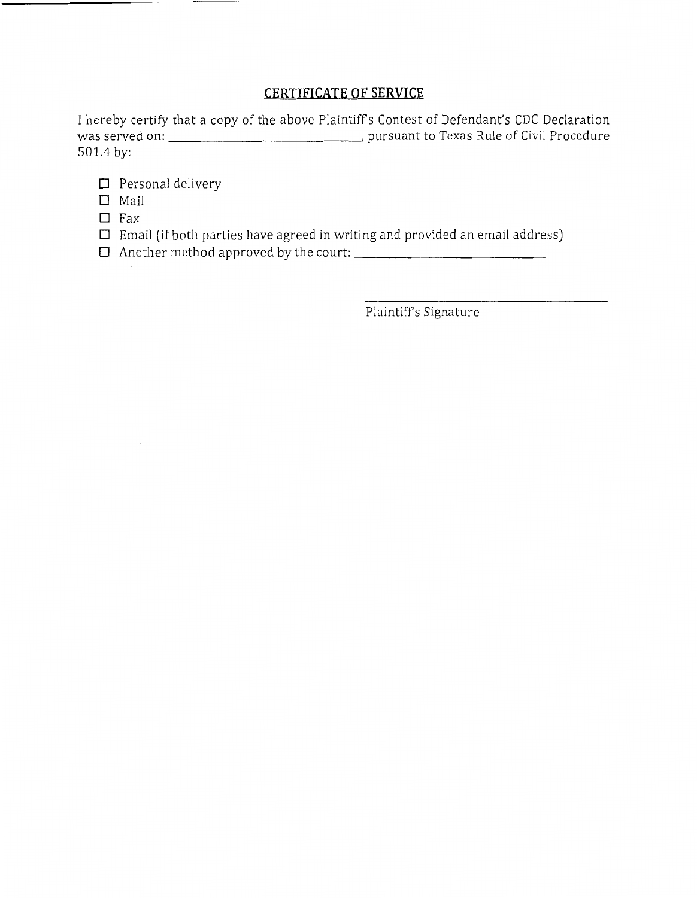## CERTIFICATE OF SERVICE

I hereby certify that a copy of the above Plaintiff's Contest of Defendant's CDC Declaration was served on: ______________________________, pursuant to Texas Rule of Civil Procedure 501.4 by:

- ☐ Personal delivery
- ☐ Mail
- ☐ Fax
- ☐ Email (if both parties have agreed in writing and provided an email address)
- ☐ Another method approved by the court: ______________________________

______________________________
Plaintiff's Signature